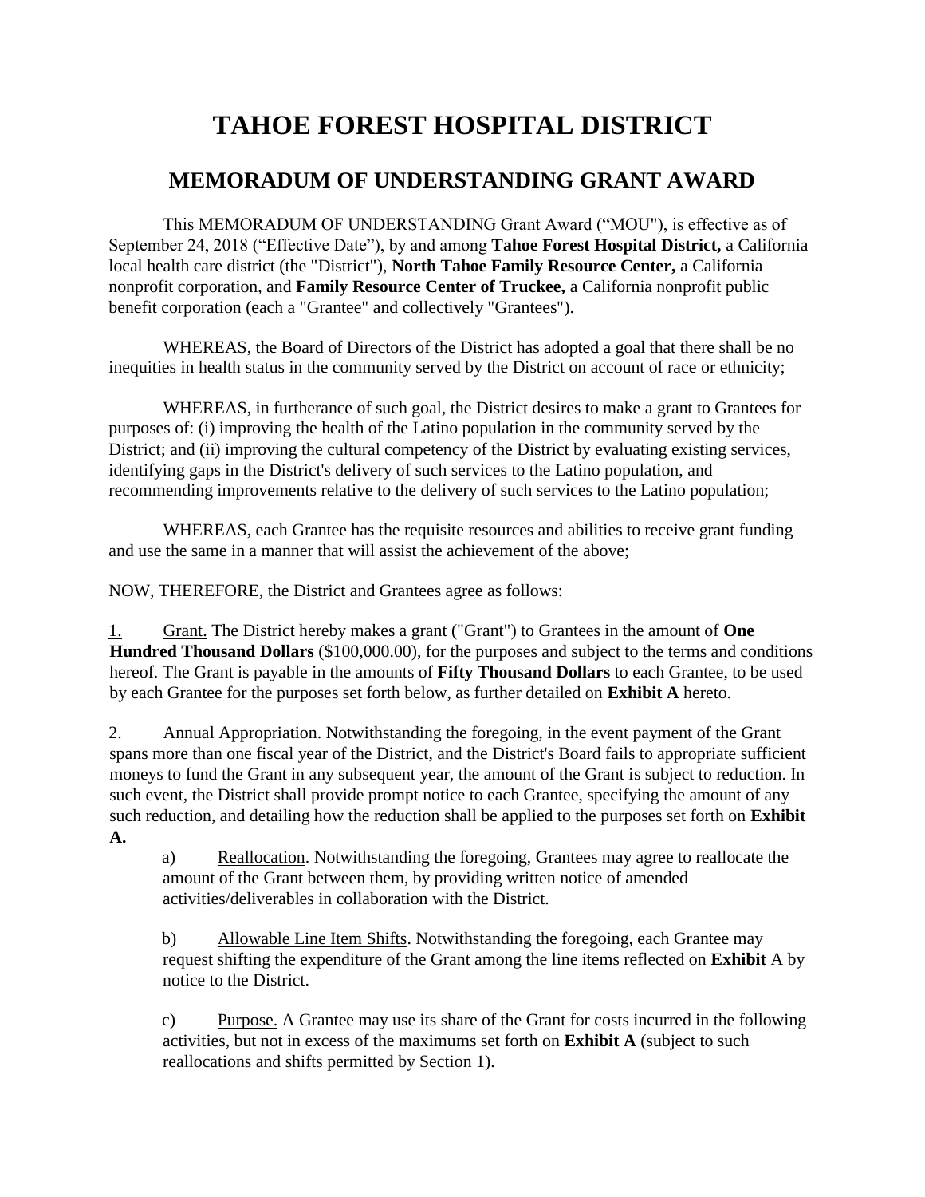# TAHOE FOREST HOSPITAL DISTRICT

## MEMORADUM OF UNDERSTANDING GRANT AWARD

This MEMORADUM OF UNDERSTANDING Grant Award ("MOU"), is effective as of September 24, 2018 ("Effective Date"), by and among **Tahoe Forest Hospital District,** a California local health care district (the "District"), **North Tahoe Family Resource Center,** a California nonprofit corporation, and **Family Resource Center of Truckee,** a California nonprofit public benefit corporation (each a "Grantee" and collectively "Grantees").

WHEREAS, the Board of Directors of the District has adopted a goal that there shall be no inequities in health status in the community served by the District on account of race or ethnicity;

WHEREAS, in furtherance of such goal, the District desires to make a grant to Grantees for purposes of: (i) improving the health of the Latino population in the community served by the District; and (ii) improving the cultural competency of the District by evaluating existing services, identifying gaps in the District's delivery of such services to the Latino population, and recommending improvements relative to the delivery of such services to the Latino population;

WHEREAS, each Grantee has the requisite resources and abilities to receive grant funding and use the same in a manner that will assist the achievement of the above;

NOW, THEREFORE, the District and Grantees agree as follows:

1. Grant. The District hereby makes a grant ("Grant") to Grantees in the amount of **One Hundred Thousand Dollars** ($100,000.00), for the purposes and subject to the terms and conditions hereof. The Grant is payable in the amounts of **Fifty Thousand Dollars** to each Grantee, to be used by each Grantee for the purposes set forth below, as further detailed on **Exhibit A** hereto.

2. Annual Appropriation. Notwithstanding the foregoing, in the event payment of the Grant spans more than one fiscal year of the District, and the District's Board fails to appropriate sufficient moneys to fund the Grant in any subsequent year, the amount of the Grant is subject to reduction. In such event, the District shall provide prompt notice to each Grantee, specifying the amount of any such reduction, and detailing how the reduction shall be applied to the purposes set forth on **Exhibit A.**

   a) Reallocation. Notwithstanding the foregoing, Grantees may agree to reallocate the amount of the Grant between them, by providing written notice of amended activities/deliverables in collaboration with the District.

   b) Allowable Line Item Shifts. Notwithstanding the foregoing, each Grantee may request shifting the expenditure of the Grant among the line items reflected on **Exhibit** A by notice to the District.

   c) Purpose. A Grantee may use its share of the Grant for costs incurred in the following activities, but not in excess of the maximums set forth on **Exhibit A** (subject to such reallocations and shifts permitted by Section 1).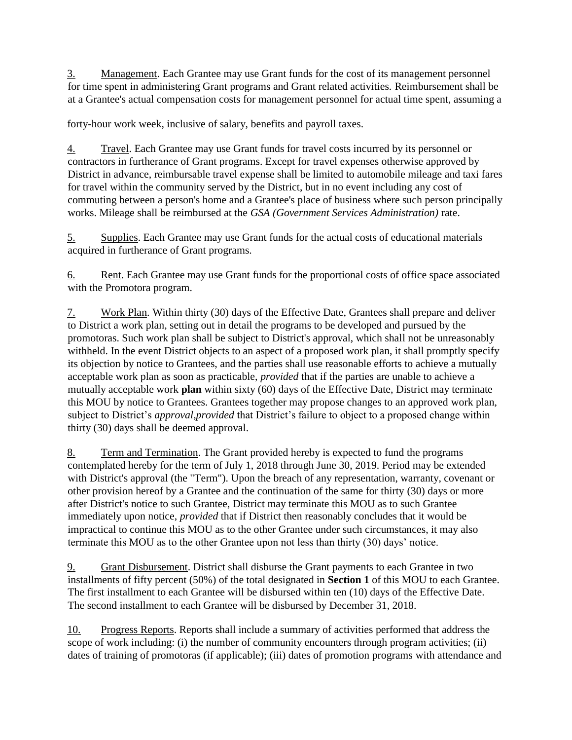3. Management. Each Grantee may use Grant funds for the cost of its management personnel for time spent in administering Grant programs and Grant related activities. Reimbursement shall be at a Grantee's actual compensation costs for management personnel for actual time spent, assuming a forty-hour work week, inclusive of salary, benefits and payroll taxes.

4. Travel. Each Grantee may use Grant funds for travel costs incurred by its personnel or contractors in furtherance of Grant programs. Except for travel expenses otherwise approved by District in advance, reimbursable travel expense shall be limited to automobile mileage and taxi fares for travel within the community served by the District, but in no event including any cost of commuting between a person's home and a Grantee's place of business where such person principally works. Mileage shall be reimbursed at the *GSA (Government Services Administration)* rate.

5. Supplies. Each Grantee may use Grant funds for the actual costs of educational materials acquired in furtherance of Grant programs.

6. Rent. Each Grantee may use Grant funds for the proportional costs of office space associated with the Promotora program.

7. Work Plan. Within thirty (30) days of the Effective Date, Grantees shall prepare and deliver to District a work plan, setting out in detail the programs to be developed and pursued by the promotoras. Such work plan shall be subject to District's approval, which shall not be unreasonably withheld. In the event District objects to an aspect of a proposed work plan, it shall promptly specify its objection by notice to Grantees, and the parties shall use reasonable efforts to achieve a mutually acceptable work plan as soon as practicable, *provided* that if the parties are unable to achieve a mutually acceptable work **plan** within sixty (60) days of the Effective Date, District may terminate this MOU by notice to Grantees. Grantees together may propose changes to an approved work plan, subject to District's *approval,provided* that District's failure to object to a proposed change within thirty (30) days shall be deemed approval.

8. Term and Termination. The Grant provided hereby is expected to fund the programs contemplated hereby for the term of July 1, 2018 through June 30, 2019. Period may be extended with District's approval (the "Term"). Upon the breach of any representation, warranty, covenant or other provision hereof by a Grantee and the continuation of the same for thirty (30) days or more after District's notice to such Grantee, District may terminate this MOU as to such Grantee immediately upon notice, *provided* that if District then reasonably concludes that it would be impractical to continue this MOU as to the other Grantee under such circumstances, it may also terminate this MOU as to the other Grantee upon not less than thirty (30) days' notice.

9. Grant Disbursement. District shall disburse the Grant payments to each Grantee in two installments of fifty percent (50%) of the total designated in **Section 1** of this MOU to each Grantee. The first installment to each Grantee will be disbursed within ten (10) days of the Effective Date. The second installment to each Grantee will be disbursed by December 31, 2018.

10. Progress Reports. Reports shall include a summary of activities performed that address the scope of work including: (i) the number of community encounters through program activities; (ii) dates of training of promotoras (if applicable); (iii) dates of promotion programs with attendance and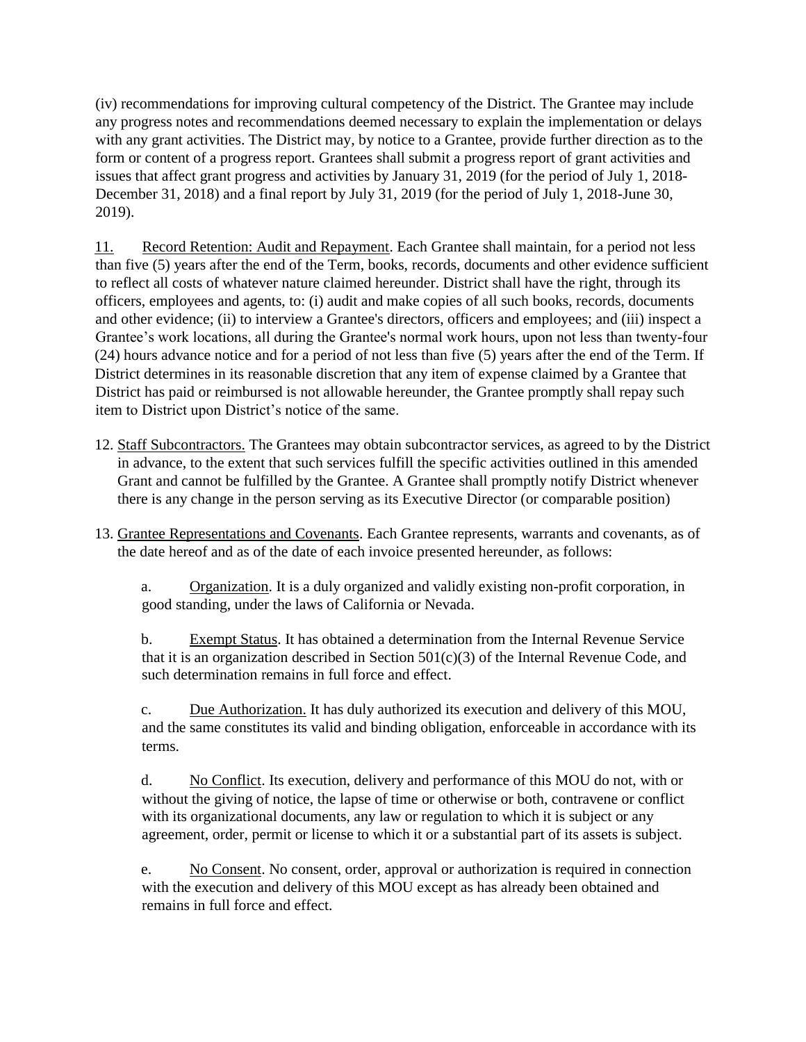(iv) recommendations for improving cultural competency of the District. The Grantee may include any progress notes and recommendations deemed necessary to explain the implementation or delays with any grant activities. The District may, by notice to a Grantee, provide further direction as to the form or content of a progress report. Grantees shall submit a progress report of grant activities and issues that affect grant progress and activities by January 31, 2019 (for the period of July 1, 2018-December 31, 2018) and a final report by July 31, 2019 (for the period of July 1, 2018-June 30, 2019).

11. <u>Record Retention: Audit and Repayment</u>. Each Grantee shall maintain, for a period not less than five (5) years after the end of the Term, books, records, documents and other evidence sufficient to reflect all costs of whatever nature claimed hereunder. District shall have the right, through its officers, employees and agents, to: (i) audit and make copies of all such books, records, documents and other evidence; (ii) to interview a Grantee's directors, officers and employees; and (iii) inspect a Grantee's work locations, all during the Grantee's normal work hours, upon not less than twenty-four (24) hours advance notice and for a period of not less than five (5) years after the end of the Term. If District determines in its reasonable discretion that any item of expense claimed by a Grantee that District has paid or reimbursed is not allowable hereunder, the Grantee promptly shall repay such item to District upon District's notice of the same.

12. <u>Staff Subcontractors.</u> The Grantees may obtain subcontractor services, as agreed to by the District in advance, to the extent that such services fulfill the specific activities outlined in this amended Grant and cannot be fulfilled by the Grantee. A Grantee shall promptly notify District whenever there is any change in the person serving as its Executive Director (or comparable position)

13. <u>Grantee Representations and Covenants</u>. Each Grantee represents, warrants and covenants, as of the date hereof and as of the date of each invoice presented hereunder, as follows:

    a. <u>Organization</u>. It is a duly organized and validly existing non-profit corporation, in good standing, under the laws of California or Nevada.

    b. <u>Exempt Status</u>. It has obtained a determination from the Internal Revenue Service that it is an organization described in Section 501(c)(3) of the Internal Revenue Code, and such determination remains in full force and effect.

    c. <u>Due Authorization.</u> It has duly authorized its execution and delivery of this MOU, and the same constitutes its valid and binding obligation, enforceable in accordance with its terms.

    d. <u>No Conflict</u>. Its execution, delivery and performance of this MOU do not, with or without the giving of notice, the lapse of time or otherwise or both, contravene or conflict with its organizational documents, any law or regulation to which it is subject or any agreement, order, permit or license to which it or a substantial part of its assets is subject.

    e. <u>No Consent</u>. No consent, order, approval or authorization is required in connection with the execution and delivery of this MOU except as has already been obtained and remains in full force and effect.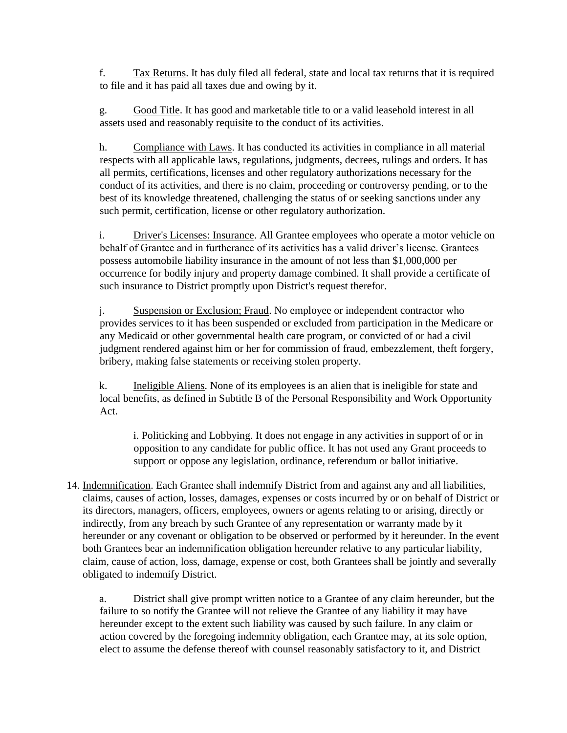f. Tax Returns. It has duly filed all federal, state and local tax returns that it is required to file and it has paid all taxes due and owing by it.

g. Good Title. It has good and marketable title to or a valid leasehold interest in all assets used and reasonably requisite to the conduct of its activities.

h. Compliance with Laws. It has conducted its activities in compliance in all material respects with all applicable laws, regulations, judgments, decrees, rulings and orders. It has all permits, certifications, licenses and other regulatory authorizations necessary for the conduct of its activities, and there is no claim, proceeding or controversy pending, or to the best of its knowledge threatened, challenging the status of or seeking sanctions under any such permit, certification, license or other regulatory authorization.

i. Driver's Licenses: Insurance. All Grantee employees who operate a motor vehicle on behalf of Grantee and in furtherance of its activities has a valid driver's license. Grantees possess automobile liability insurance in the amount of not less than $1,000,000 per occurrence for bodily injury and property damage combined. It shall provide a certificate of such insurance to District promptly upon District's request therefor.

j. Suspension or Exclusion; Fraud. No employee or independent contractor who provides services to it has been suspended or excluded from participation in the Medicare or any Medicaid or other governmental health care program, or convicted of or had a civil judgment rendered against him or her for commission of fraud, embezzlement, theft forgery, bribery, making false statements or receiving stolen property.

k. Ineligible Aliens. None of its employees is an alien that is ineligible for state and local benefits, as defined in Subtitle B of the Personal Responsibility and Work Opportunity Act.

i. Politicking and Lobbying. It does not engage in any activities in support of or in opposition to any candidate for public office. It has not used any Grant proceeds to support or oppose any legislation, ordinance, referendum or ballot initiative.

14. Indemnification. Each Grantee shall indemnify District from and against any and all liabilities, claims, causes of action, losses, damages, expenses or costs incurred by or on behalf of District or its directors, managers, officers, employees, owners or agents relating to or arising, directly or indirectly, from any breach by such Grantee of any representation or warranty made by it hereunder or any covenant or obligation to be observed or performed by it hereunder. In the event both Grantees bear an indemnification obligation hereunder relative to any particular liability, claim, cause of action, loss, damage, expense or cost, both Grantees shall be jointly and severally obligated to indemnify District.

a. District shall give prompt written notice to a Grantee of any claim hereunder, but the failure to so notify the Grantee will not relieve the Grantee of any liability it may have hereunder except to the extent such liability was caused by such failure. In any claim or action covered by the foregoing indemnity obligation, each Grantee may, at its sole option, elect to assume the defense thereof with counsel reasonably satisfactory to it, and District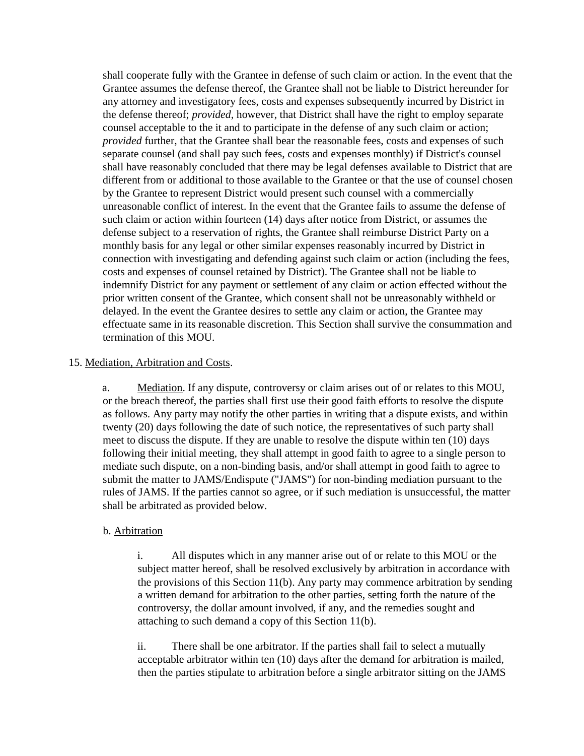shall cooperate fully with the Grantee in defense of such claim or action. In the event that the Grantee assumes the defense thereof, the Grantee shall not be liable to District hereunder for any attorney and investigatory fees, costs and expenses subsequently incurred by District in the defense thereof; *provided*, however, that District shall have the right to employ separate counsel acceptable to the it and to participate in the defense of any such claim or action; *provided* further, that the Grantee shall bear the reasonable fees, costs and expenses of such separate counsel (and shall pay such fees, costs and expenses monthly) if District's counsel shall have reasonably concluded that there may be legal defenses available to District that are different from or additional to those available to the Grantee or that the use of counsel chosen by the Grantee to represent District would present such counsel with a commercially unreasonable conflict of interest. In the event that the Grantee fails to assume the defense of such claim or action within fourteen (14) days after notice from District, or assumes the defense subject to a reservation of rights, the Grantee shall reimburse District Party on a monthly basis for any legal or other similar expenses reasonably incurred by District in connection with investigating and defending against such claim or action (including the fees, costs and expenses of counsel retained by District). The Grantee shall not be liable to indemnify District for any payment or settlement of any claim or action effected without the prior written consent of the Grantee, which consent shall not be unreasonably withheld or delayed. In the event the Grantee desires to settle any claim or action, the Grantee may effectuate same in its reasonable discretion. This Section shall survive the consummation and termination of this MOU.

15. Mediation, Arbitration and Costs.

a. Mediation. If any dispute, controversy or claim arises out of or relates to this MOU, or the breach thereof, the parties shall first use their good faith efforts to resolve the dispute as follows. Any party may notify the other parties in writing that a dispute exists, and within twenty (20) days following the date of such notice, the representatives of such party shall meet to discuss the dispute. If they are unable to resolve the dispute within ten (10) days following their initial meeting, they shall attempt in good faith to agree to a single person to mediate such dispute, on a non-binding basis, and/or shall attempt in good faith to agree to submit the matter to JAMS/Endispute ("JAMS") for non-binding mediation pursuant to the rules of JAMS. If the parties cannot so agree, or if such mediation is unsuccessful, the matter shall be arbitrated as provided below.

b. Arbitration

i. All disputes which in any manner arise out of or relate to this MOU or the subject matter hereof, shall be resolved exclusively by arbitration in accordance with the provisions of this Section 11(b). Any party may commence arbitration by sending a written demand for arbitration to the other parties, setting forth the nature of the controversy, the dollar amount involved, if any, and the remedies sought and attaching to such demand a copy of this Section 11(b).

ii. There shall be one arbitrator. If the parties shall fail to select a mutually acceptable arbitrator within ten (10) days after the demand for arbitration is mailed, then the parties stipulate to arbitration before a single arbitrator sitting on the JAMS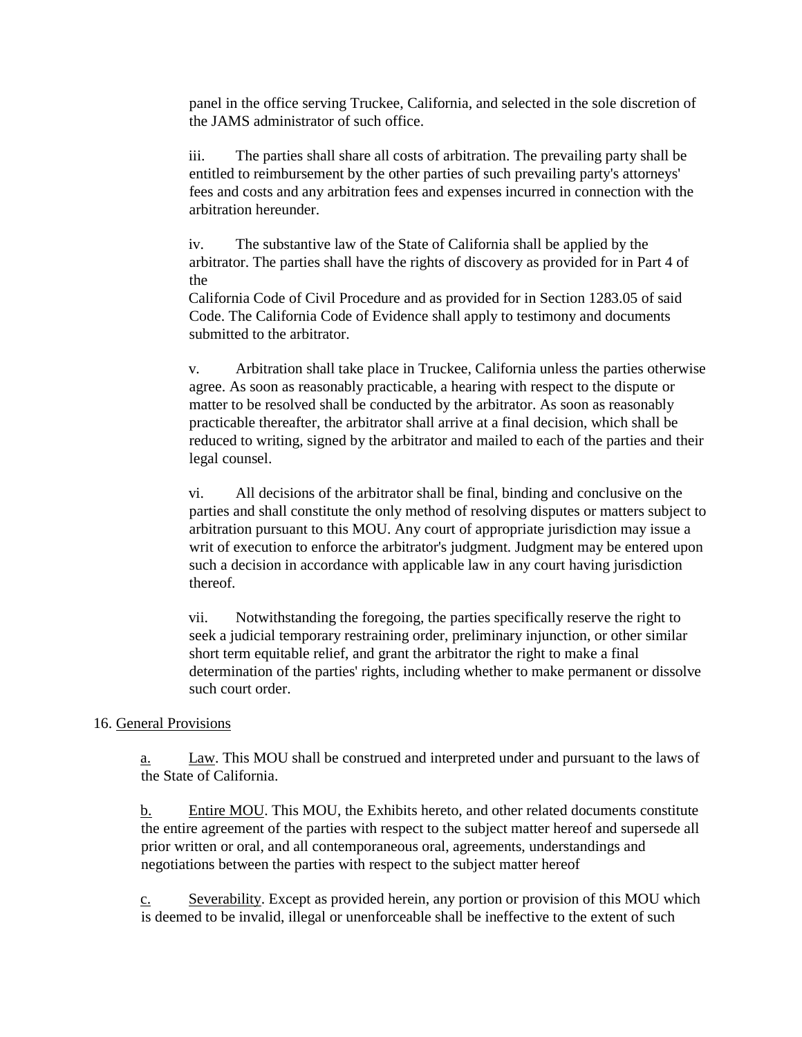panel in the office serving Truckee, California, and selected in the sole discretion of the JAMS administrator of such office.

iii. The parties shall share all costs of arbitration. The prevailing party shall be entitled to reimbursement by the other parties of such prevailing party's attorneys' fees and costs and any arbitration fees and expenses incurred in connection with the arbitration hereunder.

iv. The substantive law of the State of California shall be applied by the arbitrator. The parties shall have the rights of discovery as provided for in Part 4 of the California Code of Civil Procedure and as provided for in Section 1283.05 of said Code. The California Code of Evidence shall apply to testimony and documents submitted to the arbitrator.

v. Arbitration shall take place in Truckee, California unless the parties otherwise agree. As soon as reasonably practicable, a hearing with respect to the dispute or matter to be resolved shall be conducted by the arbitrator. As soon as reasonably practicable thereafter, the arbitrator shall arrive at a final decision, which shall be reduced to writing, signed by the arbitrator and mailed to each of the parties and their legal counsel.

vi. All decisions of the arbitrator shall be final, binding and conclusive on the parties and shall constitute the only method of resolving disputes or matters subject to arbitration pursuant to this MOU. Any court of appropriate jurisdiction may issue a writ of execution to enforce the arbitrator's judgment. Judgment may be entered upon such a decision in accordance with applicable law in any court having jurisdiction thereof.

vii. Notwithstanding the foregoing, the parties specifically reserve the right to seek a judicial temporary restraining order, preliminary injunction, or other similar short term equitable relief, and grant the arbitrator the right to make a final determination of the parties' rights, including whether to make permanent or dissolve such court order.

16. General Provisions

a. Law. This MOU shall be construed and interpreted under and pursuant to the laws of the State of California.

b. Entire MOU. This MOU, the Exhibits hereto, and other related documents constitute the entire agreement of the parties with respect to the subject matter hereof and supersede all prior written or oral, and all contemporaneous oral, agreements, understandings and negotiations between the parties with respect to the subject matter hereof

c. Severability. Except as provided herein, any portion or provision of this MOU which is deemed to be invalid, illegal or unenforceable shall be ineffective to the extent of such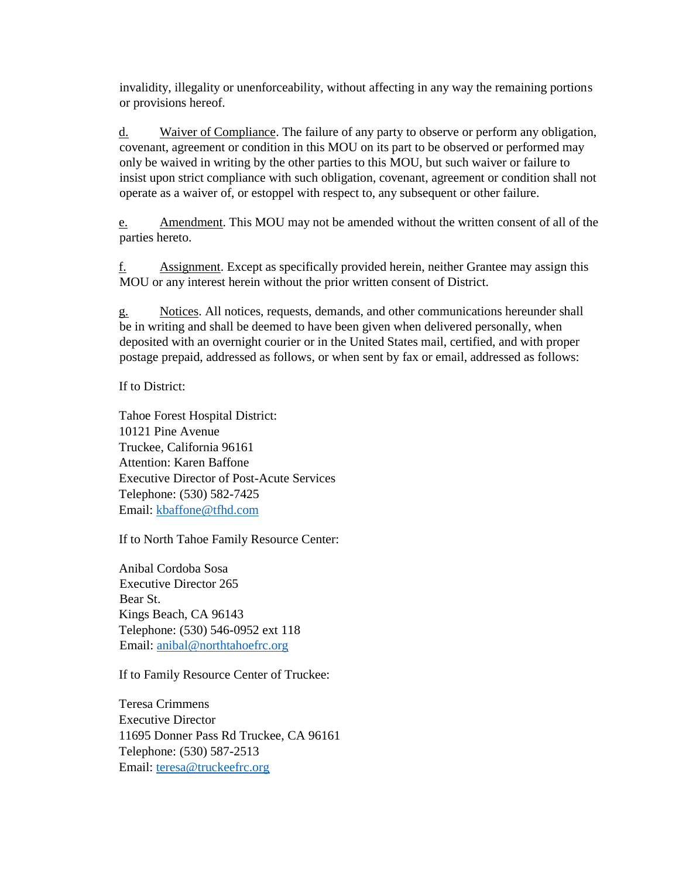invalidity, illegality or unenforceability, without affecting in any way the remaining portions or provisions hereof.

d. Waiver of Compliance. The failure of any party to observe or perform any obligation, covenant, agreement or condition in this MOU on its part to be observed or performed may only be waived in writing by the other parties to this MOU, but such waiver or failure to insist upon strict compliance with such obligation, covenant, agreement or condition shall not operate as a waiver of, or estoppel with respect to, any subsequent or other failure.

e. Amendment. This MOU may not be amended without the written consent of all of the parties hereto.

f. Assignment. Except as specifically provided herein, neither Grantee may assign this MOU or any interest herein without the prior written consent of District.

g. Notices. All notices, requests, demands, and other communications hereunder shall be in writing and shall be deemed to have been given when delivered personally, when deposited with an overnight courier or in the United States mail, certified, and with proper postage prepaid, addressed as follows, or when sent by fax or email, addressed as follows:

If to District:

Tahoe Forest Hospital District:
10121 Pine Avenue
Truckee, California 96161
Attention: Karen Baffone
Executive Director of Post-Acute Services
Telephone: (530) 582-7425
Email: kbaffone@tfhd.com

If to North Tahoe Family Resource Center:

Anibal Cordoba Sosa
Executive Director 265
Bear St.
Kings Beach, CA 96143
Telephone: (530) 546-0952 ext 118
Email: anibal@northtahoefrc.org

If to Family Resource Center of Truckee:

Teresa Crimmens
Executive Director
11695 Donner Pass Rd Truckee, CA 96161
Telephone: (530) 587-2513
Email: teresa@truckeefrc.org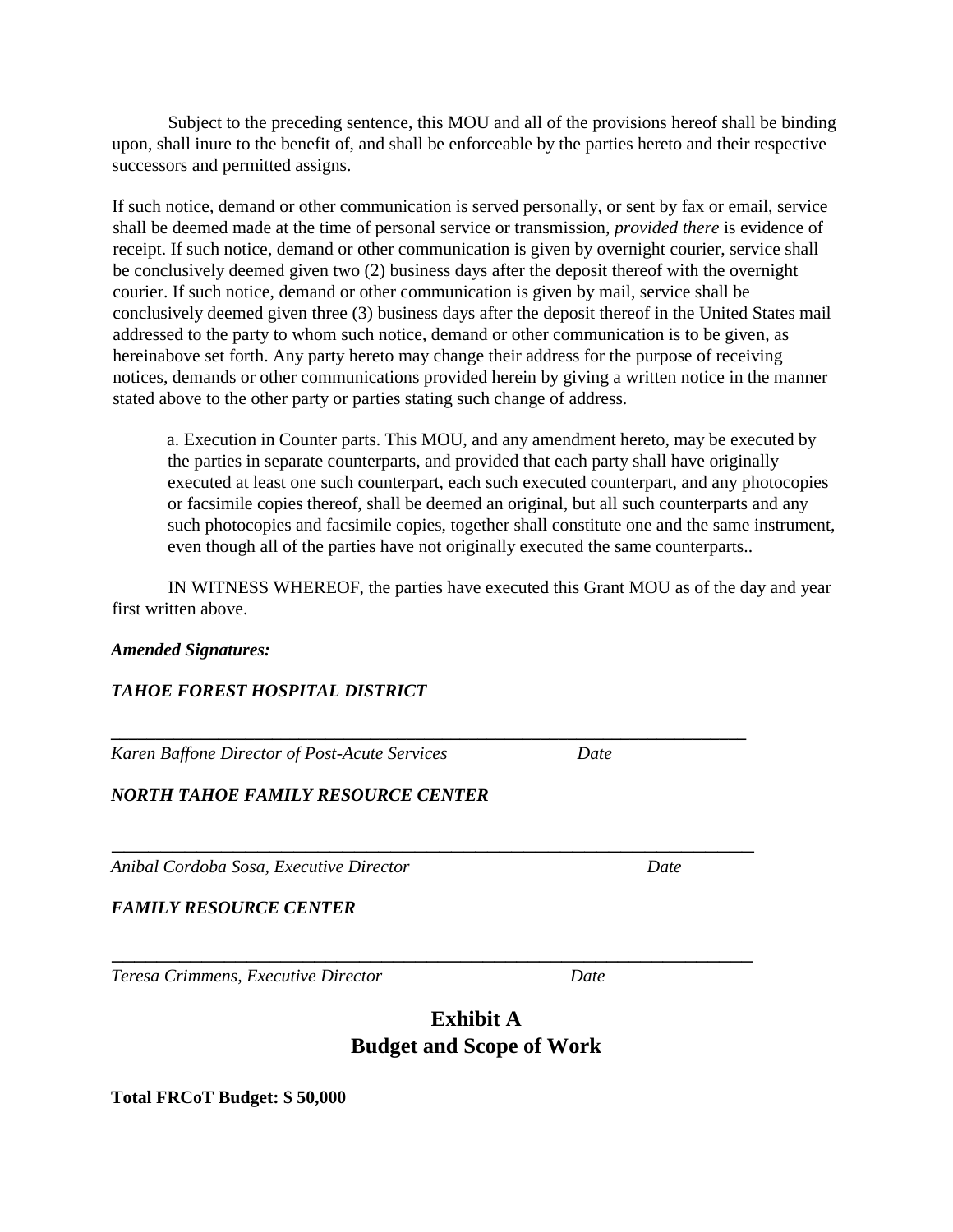Subject to the preceding sentence, this MOU and all of the provisions hereof shall be binding upon, shall inure to the benefit of, and shall be enforceable by the parties hereto and their respective successors and permitted assigns.

If such notice, demand or other communication is served personally, or sent by fax or email, service shall be deemed made at the time of personal service or transmission, *provided there* is evidence of receipt. If such notice, demand or other communication is given by overnight courier, service shall be conclusively deemed given two (2) business days after the deposit thereof with the overnight courier. If such notice, demand or other communication is given by mail, service shall be conclusively deemed given three (3) business days after the deposit thereof in the United States mail addressed to the party to whom such notice, demand or other communication is to be given, as hereinabove set forth. Any party hereto may change their address for the purpose of receiving notices, demands or other communications provided herein by giving a written notice in the manner stated above to the other party or parties stating such change of address.

a. Execution in Counter parts. This MOU, and any amendment hereto, may be executed by the parties in separate counterparts, and provided that each party shall have originally executed at least one such counterpart, each such executed counterpart, and any photocopies or facsimile copies thereof, shall be deemed an original, but all such counterparts and any such photocopies and facsimile copies, together shall constitute one and the same instrument, even though all of the parties have not originally executed the same counterparts..

IN WITNESS WHEREOF, the parties have executed this Grant MOU as of the day and year first written above.

***Amended Signatures:***

***TAHOE FOREST HOSPITAL DISTRICT***

\_\_\_\_\_\_\_\_\_\_\_\_\_\_\_\_\_\_\_\_\_\_\_\_\_\_\_\_\_\_\_\_\_\_\_\_\_\_\_\_\_\_\_\_\_\_\_\_\_\_\_\_\_\_\_\_\_\_\_\_\_\_\_\_\_\_\_\_\_\_

*Karen Baffone Director of Post-Acute Services* *Date*

***NORTH TAHOE FAMILY RESOURCE CENTER***

\_\_\_\_\_\_\_\_\_\_\_\_\_\_\_\_\_\_\_\_\_\_\_\_\_\_\_\_\_\_\_\_\_\_\_\_\_\_\_\_\_\_\_\_\_\_\_\_\_\_\_\_\_\_\_\_\_\_\_\_\_\_\_\_\_\_\_\_\_\_

*Anibal Cordoba Sosa, Executive Director* *Date*

***FAMILY RESOURCE CENTER***

\_\_\_\_\_\_\_\_\_\_\_\_\_\_\_\_\_\_\_\_\_\_\_\_\_\_\_\_\_\_\_\_\_\_\_\_\_\_\_\_\_\_\_\_\_\_\_\_\_\_\_\_\_\_\_\_\_\_\_\_\_\_\_\_\_\_\_\_\_\_

*Teresa Crimmens, Executive Director* *Date*

# Exhibit A
# Budget and Scope of Work

**Total FRCoT Budget: $ 50,000**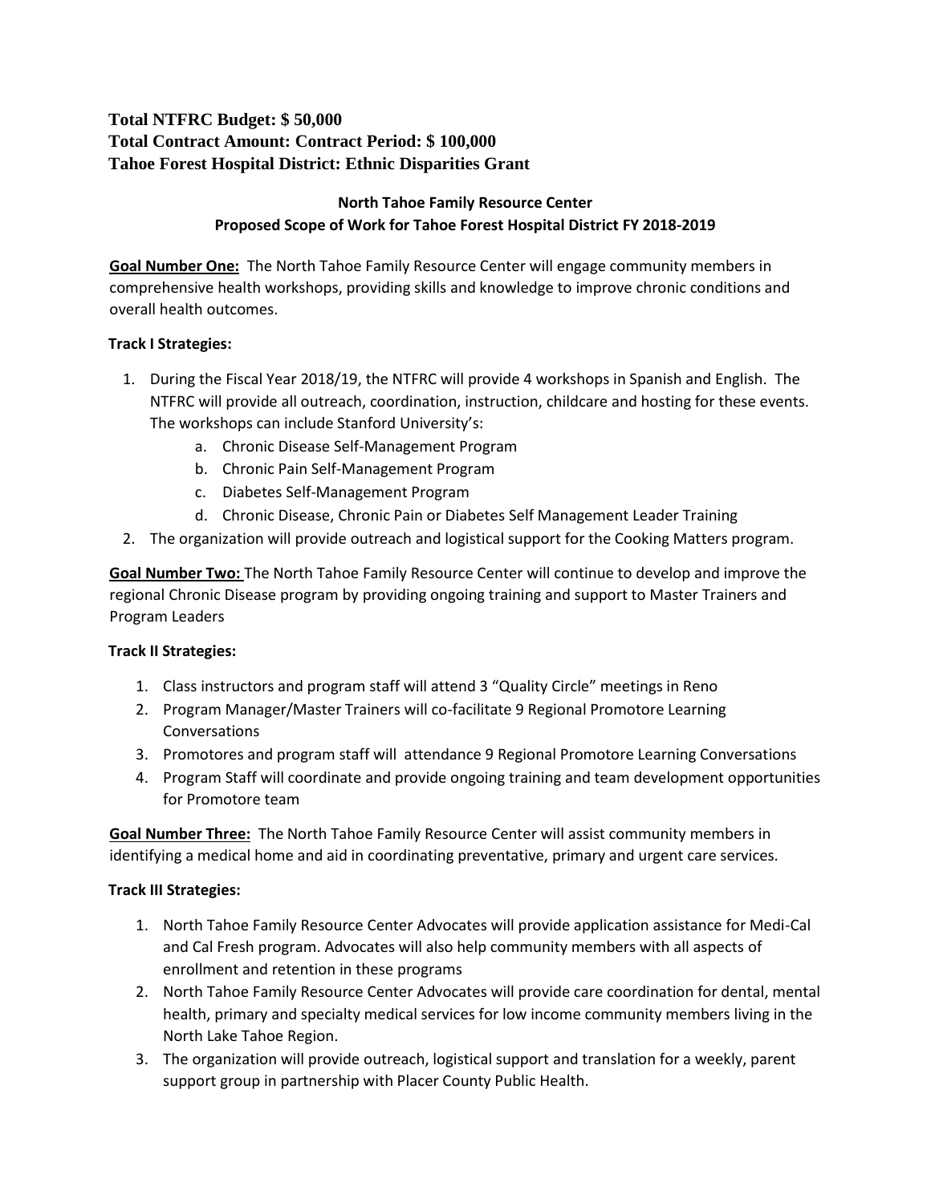**Total NTFRC Budget: $ 50,000**
**Total Contract Amount: Contract Period: $ 100,000**
**Tahoe Forest Hospital District: Ethnic Disparities Grant**

**North Tahoe Family Resource Center**
**Proposed Scope of Work for Tahoe Forest Hospital District FY 2018-2019**

**Goal Number One:** The North Tahoe Family Resource Center will engage community members in comprehensive health workshops, providing skills and knowledge to improve chronic conditions and overall health outcomes.

**Track I Strategies:**

1. During the Fiscal Year 2018/19, the NTFRC will provide 4 workshops in Spanish and English. The NTFRC will provide all outreach, coordination, instruction, childcare and hosting for these events. The workshops can include Stanford University's:
   a. Chronic Disease Self-Management Program
   b. Chronic Pain Self-Management Program
   c. Diabetes Self-Management Program
   d. Chronic Disease, Chronic Pain or Diabetes Self Management Leader Training
2. The organization will provide outreach and logistical support for the Cooking Matters program.

**Goal Number Two:** The North Tahoe Family Resource Center will continue to develop and improve the regional Chronic Disease program by providing ongoing training and support to Master Trainers and Program Leaders

**Track II Strategies:**

1. Class instructors and program staff will attend 3 "Quality Circle" meetings in Reno
2. Program Manager/Master Trainers will co-facilitate 9 Regional Promotore Learning Conversations
3. Promotores and program staff will attendance 9 Regional Promotore Learning Conversations
4. Program Staff will coordinate and provide ongoing training and team development opportunities for Promotore team

**Goal Number Three:** The North Tahoe Family Resource Center will assist community members in identifying a medical home and aid in coordinating preventative, primary and urgent care services.

**Track III Strategies:**

1. North Tahoe Family Resource Center Advocates will provide application assistance for Medi-Cal and Cal Fresh program. Advocates will also help community members with all aspects of enrollment and retention in these programs
2. North Tahoe Family Resource Center Advocates will provide care coordination for dental, mental health, primary and specialty medical services for low income community members living in the North Lake Tahoe Region.
3. The organization will provide outreach, logistical support and translation for a weekly, parent support group in partnership with Placer County Public Health.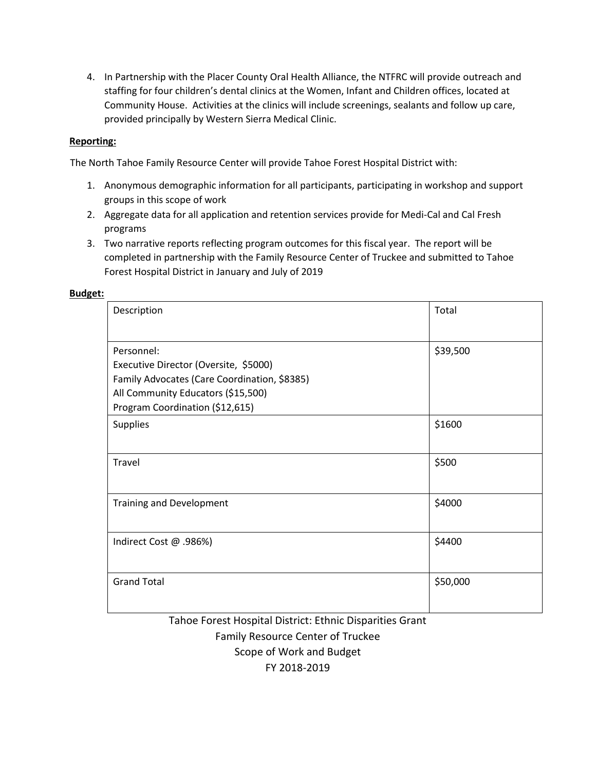4. In Partnership with the Placer County Oral Health Alliance, the NTFRC will provide outreach and staffing for four children's dental clinics at the Women, Infant and Children offices, located at Community House. Activities at the clinics will include screenings, sealants and follow up care, provided principally by Western Sierra Medical Clinic.

**Reporting:**

The North Tahoe Family Resource Center will provide Tahoe Forest Hospital District with:

1. Anonymous demographic information for all participants, participating in workshop and support groups in this scope of work
2. Aggregate data for all application and retention services provide for Medi-Cal and Cal Fresh programs
3. Two narrative reports reflecting program outcomes for this fiscal year. The report will be completed in partnership with the Family Resource Center of Truckee and submitted to Tahoe Forest Hospital District in January and July of 2019

**Budget:**

| Description | Total |
|---|---|
| Personnel:<br>Executive Director (Oversite, $5000)<br>Family Advocates (Care Coordination, $8385)<br>All Community Educators ($15,500)<br>Program Coordination ($12,615) | $39,500 |
| Supplies | $1600 |
| Travel | $500 |
| Training and Development | $4000 |
| Indirect Cost @ .986%) | $4400 |
| Grand Total | $50,000 |

Tahoe Forest Hospital District: Ethnic Disparities Grant
Family Resource Center of Truckee
Scope of Work and Budget
FY 2018-2019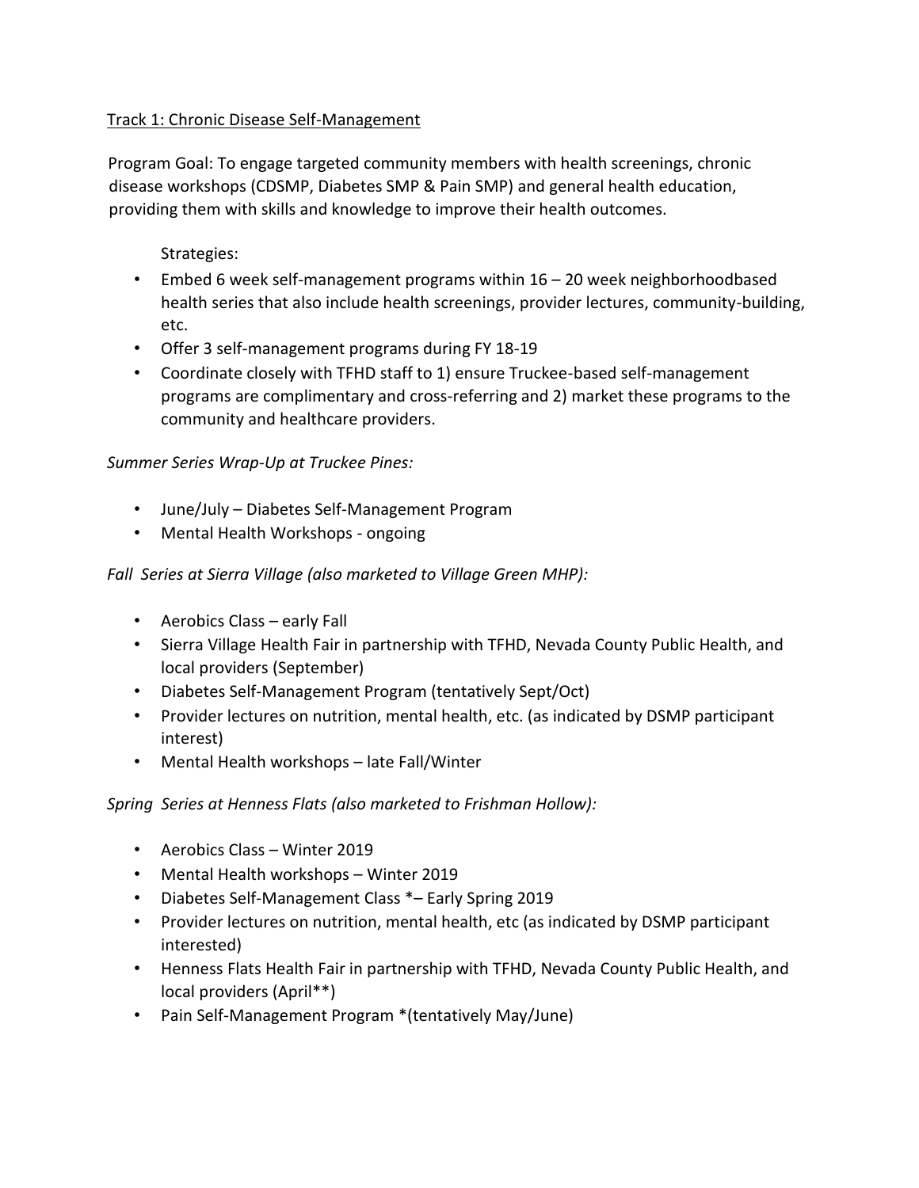Track 1: Chronic Disease Self-Management

Program Goal: To engage targeted community members with health screenings, chronic disease workshops (CDSMP, Diabetes SMP & Pain SMP) and general health education, providing them with skills and knowledge to improve their health outcomes.

Strategies:

- Embed 6 week self-management programs within 16 – 20 week neighborhoodbased health series that also include health screenings, provider lectures, community-building, etc.
- Offer 3 self-management programs during FY 18-19
- Coordinate closely with TFHD staff to 1) ensure Truckee-based self-management programs are complimentary and cross-referring and 2) market these programs to the community and healthcare providers.

*Summer Series Wrap-Up at Truckee Pines:*

- June/July – Diabetes Self-Management Program
- Mental Health Workshops - ongoing

*Fall Series at Sierra Village (also marketed to Village Green MHP):*

- Aerobics Class – early Fall
- Sierra Village Health Fair in partnership with TFHD, Nevada County Public Health, and local providers (September)
- Diabetes Self-Management Program (tentatively Sept/Oct)
- Provider lectures on nutrition, mental health, etc. (as indicated by DSMP participant interest)
- Mental Health workshops – late Fall/Winter

*Spring Series at Henness Flats (also marketed to Frishman Hollow):*

- Aerobics Class – Winter 2019
- Mental Health workshops – Winter 2019
- Diabetes Self-Management Class *– Early Spring 2019
- Provider lectures on nutrition, mental health, etc (as indicated by DSMP participant interested)
- Henness Flats Health Fair in partnership with TFHD, Nevada County Public Health, and local providers (April**)
- Pain Self-Management Program *(tentatively May/June)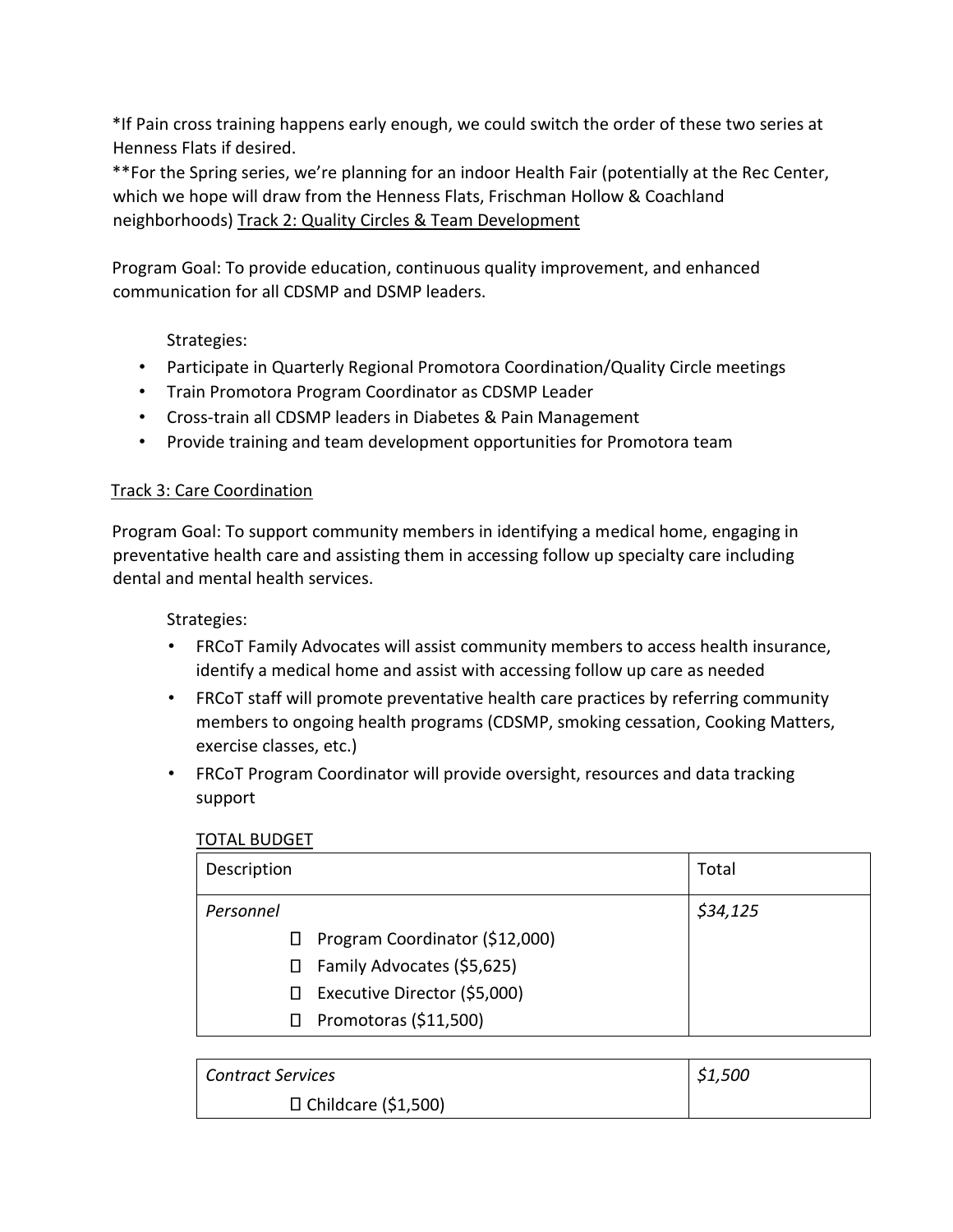*If Pain cross training happens early enough, we could switch the order of these two series at Henness Flats if desired.

**For the Spring series, we're planning for an indoor Health Fair (potentially at the Rec Center, which we hope will draw from the Henness Flats, Frischman Hollow & Coachland neighborhoods)

Track 2: Quality Circles & Team Development

Program Goal: To provide education, continuous quality improvement, and enhanced communication for all CDSMP and DSMP leaders.

Strategies:

- Participate in Quarterly Regional Promotora Coordination/Quality Circle meetings
- Train Promotora Program Coordinator as CDSMP Leader
- Cross-train all CDSMP leaders in Diabetes & Pain Management
- Provide training and team development opportunities for Promotora team

Track 3: Care Coordination

Program Goal: To support community members in identifying a medical home, engaging in preventative health care and assisting them in accessing follow up specialty care including dental and mental health services.

Strategies:

- FRCoT Family Advocates will assist community members to access health insurance, identify a medical home and assist with accessing follow up care as needed
- FRCoT staff will promote preventative health care practices by referring community members to ongoing health programs (CDSMP, smoking cessation, Cooking Matters, exercise classes, etc.)
- FRCoT Program Coordinator will provide oversight, resources and data tracking support

TOTAL BUDGET

| Description | Total |
|---|---|
| *Personnel*<br>- Program Coordinator ($12,000)<br>- Family Advocates ($5,625)<br>- Executive Director ($5,000)<br>- Promotoras ($11,500) | *$34,125* |

| | |
|---|---|
| *Contract Services*<br>- Childcare ($1,500) | *$1,500* |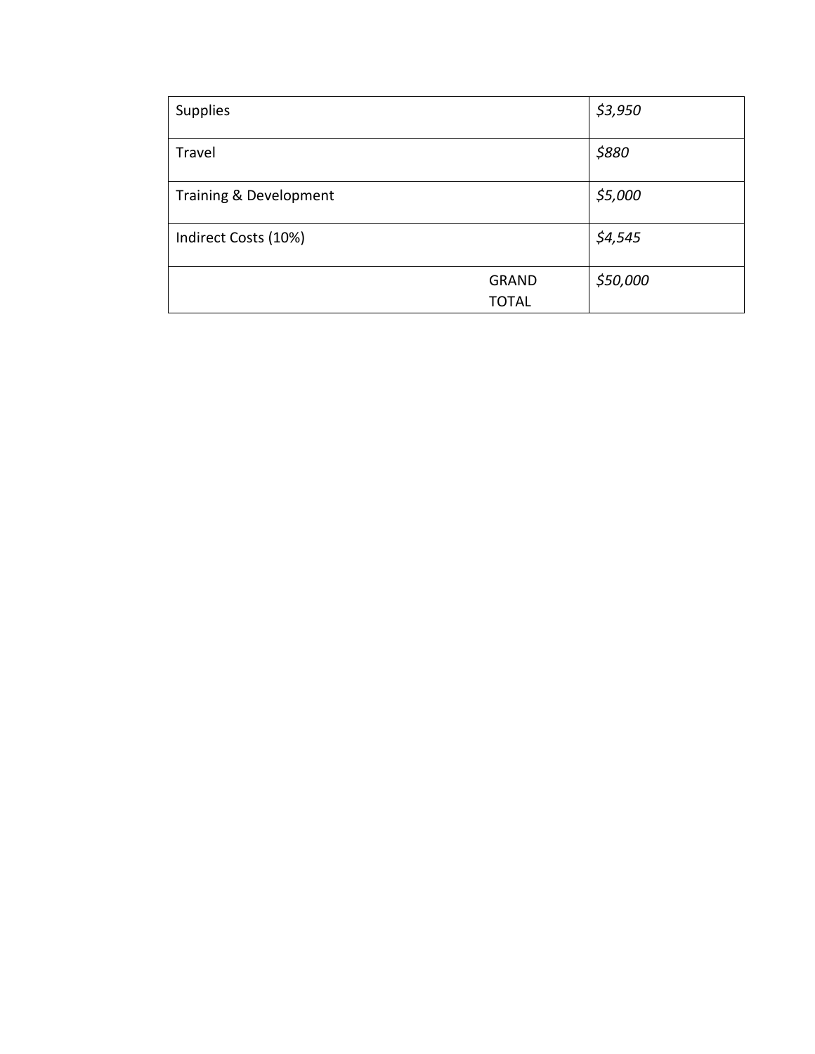| | |
|---|---|
| Supplies | *$3,950* |
| Travel | *$880* |
| Training & Development | *$5,000* |
| Indirect Costs (10%) | *$4,545* |
| GRAND TOTAL | *$50,000* |